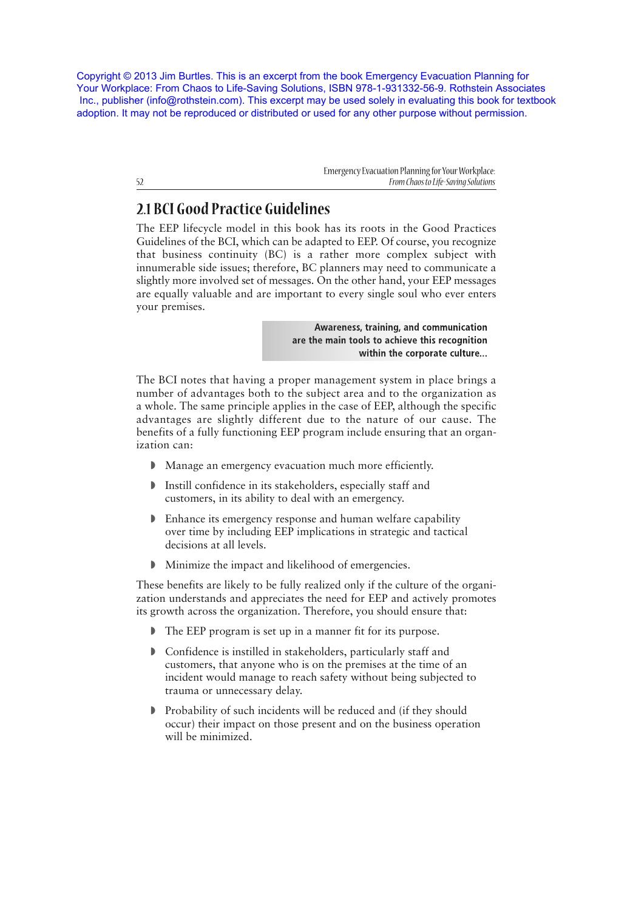Copyright © 2013 Jim Burtles. This is an excerpt from the book Emergency Evacuation Planning for Your Workplace: From Chaos to Life-Saving Solutions, ISBN 978-1-931332-56-9. Rothstein Associates Inc., publisher (info@rothstein.com). This excerpt may be used solely in evaluating this book for textbook adoption. It may not be reproduced or distributed or used for any other purpose without permission.

## 2.1 BCI Good Practice Guidelines

The EEP lifecycle model in this book has its roots in the Good Practices Guidelines of the BCI, which can be adapted to EEP. Of course, you recognize that business continuity (BC) is a rather more complex subject with innumerable side issues; therefore, BC planners may need to communicate a slightly more involved set of messages. On the other hand, your EEP messages are equally valuable and are important to every single soul who ever enters your premises.

> **Awareness, training, and communication are the main tools to achieve this recognition within the corporate culture...**

The BCI notes that having a proper management system in place brings a number of advantages both to the subject area and to the organization as a whole. The same principle applies in the case of EEP, although the specific advantages are slightly different due to the nature of our cause. The benefits of a fully functioning EEP program include ensuring that an organization can:

- Manage an emergency evacuation much more efficiently.
- Instill confidence in its stakeholders, especially staff and customers, in its ability to deal with an emergency.
- Enhance its emergency response and human welfare capability over time by including EEP implications in strategic and tactical decisions at all levels.
- Minimize the impact and likelihood of emergencies.

These benefits are likely to be fully realized only if the culture of the organization understands and appreciates the need for EEP and actively promotes its growth across the organization. Therefore, you should ensure that:

- The EEP program is set up in a manner fit for its purpose.
- Confidence is instilled in stakeholders, particularly staff and customers, that anyone who is on the premises at the time of an incident would manage to reach safety without being subjected to trauma or unnecessary delay.
- Probability of such incidents will be reduced and (if they should occur) their impact on those present and on the business operation will be minimized.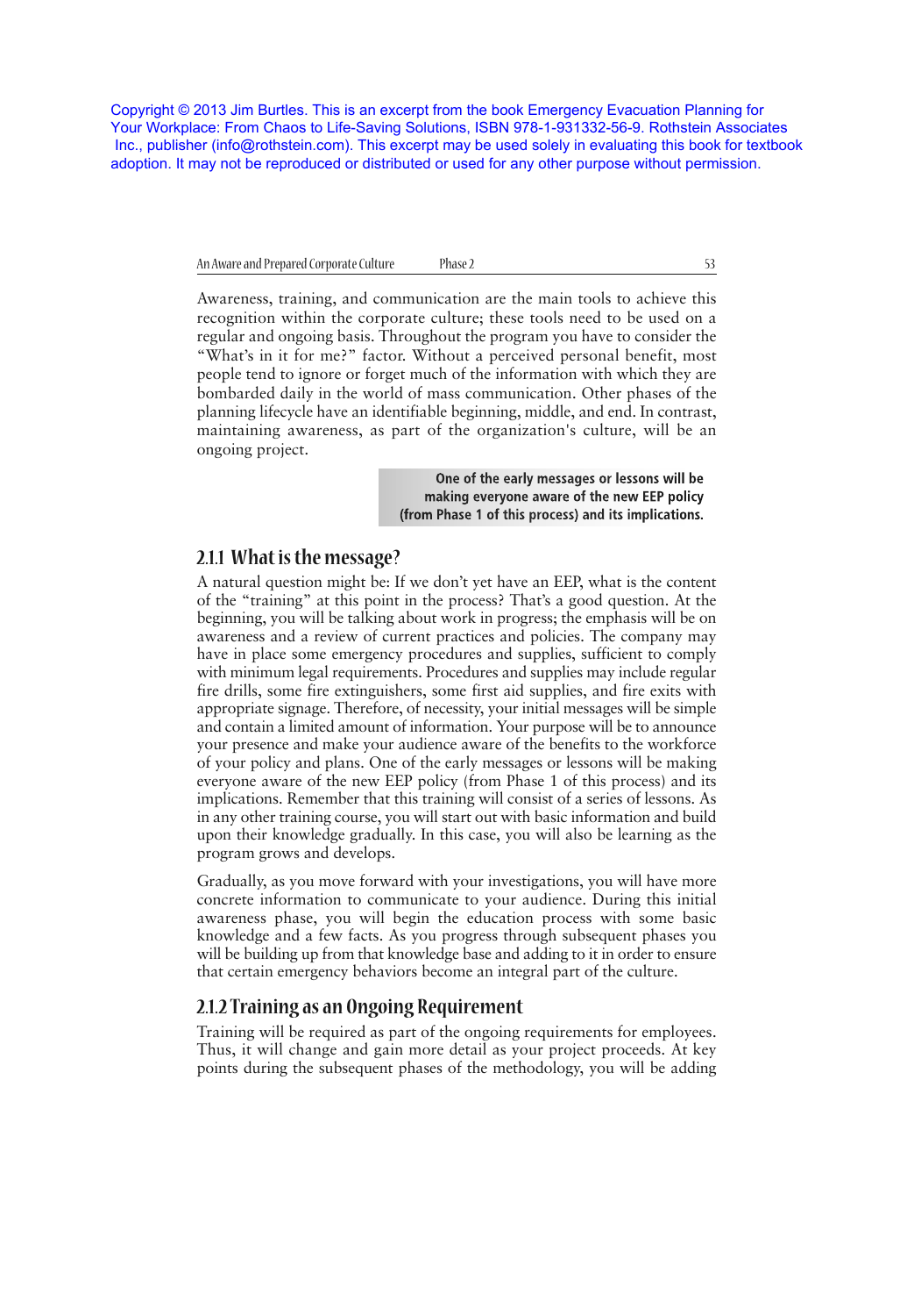Copyright © 2013 Jim Burtles. This is an excerpt from the book Emergency Evacuation Planning for Your Workplace: From Chaos to Life-Saving Solutions, ISBN 978-1-931332-56-9. Rothstein Associates Inc., publisher (info@rothstein.com). This excerpt may be used solely in evaluating this book for textbook adoption. It may not be reproduced or distributed or used for any other purpose without permission.

Awareness, training, and communication are the main tools to achieve this recognition within the corporate culture; these tools need to be used on a regular and ongoing basis. Throughout the program you have to consider the "What's in it for me?" factor. Without a perceived personal benefit, most people tend to ignore or forget much of the information with which they are bombarded daily in the world of mass communication. Other phases of the planning lifecycle have an identifiable beginning, middle, and end. In contrast, maintaining awareness, as part of the organization's culture, will be an ongoing project.

**One of the early messages or lessons will be making everyone aware of the new EEP policy (from Phase 1 of this process) and its implications.**

## 2.1.1 What is the message?

A natural question might be: If we don't yet have an EEP, what is the content of the "training" at this point in the process? That's a good question. At the beginning, you will be talking about work in progress; the emphasis will be on awareness and a review of current practices and policies. The company may have in place some emergency procedures and supplies, sufficient to comply with minimum legal requirements. Procedures and supplies may include regular fire drills, some fire extinguishers, some first aid supplies, and fire exits with appropriate signage. Therefore, of necessity, your initial messages will be simple and contain a limited amount of information. Your purpose will be to announce your presence and make your audience aware of the benefits to the workforce of your policy and plans. One of the early messages or lessons will be making everyone aware of the new EEP policy (from Phase 1 of this process) and its implications. Remember that this training will consist of a series of lessons. As in any other training course, you will start out with basic information and build upon their knowledge gradually. In this case, you will also be learning as the program grows and develops.

Gradually, as you move forward with your investigations, you will have more concrete information to communicate to your audience. During this initial awareness phase, you will begin the education process with some basic knowledge and a few facts. As you progress through subsequent phases you will be building up from that knowledge base and adding to it in order to ensure that certain emergency behaviors become an integral part of the culture.

## 2.1.2 Training as an Ongoing Requirement

Training will be required as part of the ongoing requirements for employees. Thus, it will change and gain more detail as your project proceeds. At key points during the subsequent phases of the methodology, you will be adding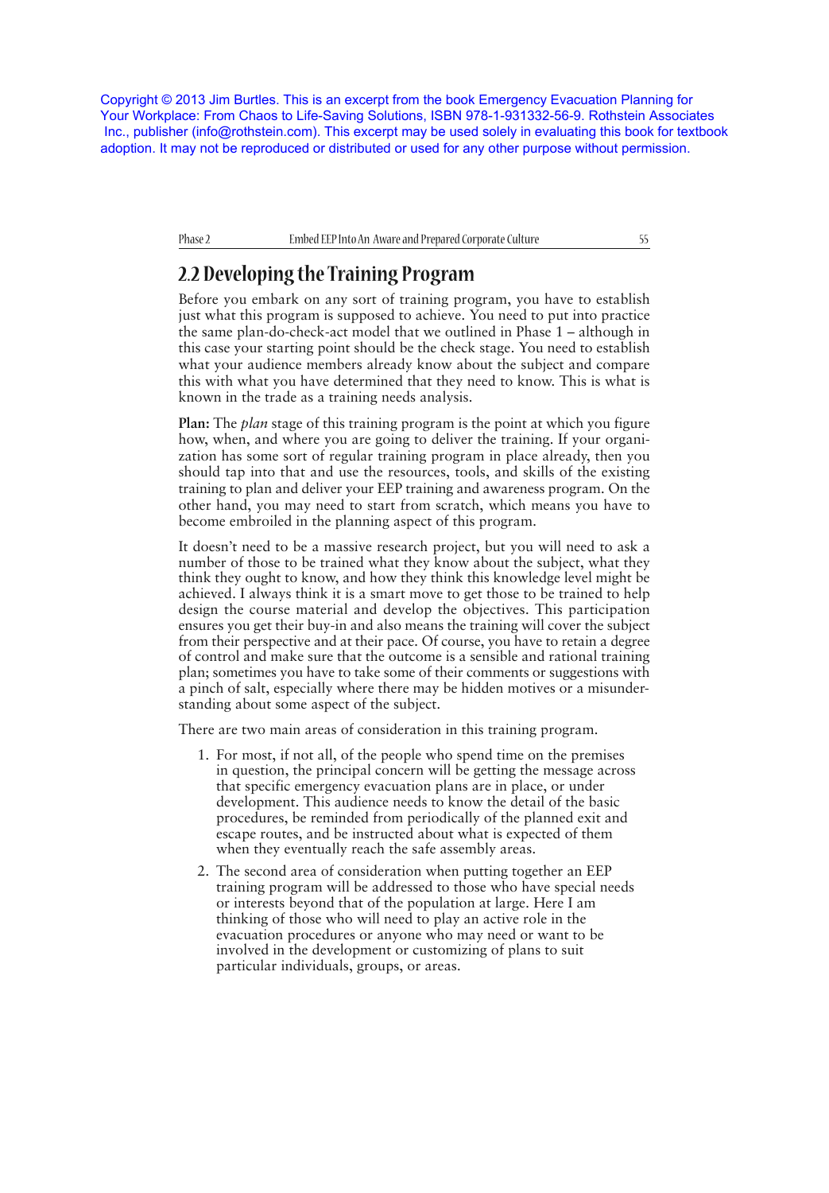Copyright © 2013 Jim Burtles. This is an excerpt from the book Emergency Evacuation Planning for Your Workplace: From Chaos to Life-Saving Solutions, ISBN 978-1-931332-56-9. Rothstein Associates Inc., publisher (info@rothstein.com). This excerpt may be used solely in evaluating this book for textbook adoption. It may not be reproduced or distributed or used for any other purpose without permission.

## 2.2 Developing the Training Program

Before you embark on any sort of training program, you have to establish just what this program is supposed to achieve. You need to put into practice the same plan-do-check-act model that we outlined in Phase 1 – although in this case your starting point should be the check stage. You need to establish what your audience members already know about the subject and compare this with what you have determined that they need to know. This is what is known in the trade as a training needs analysis.

**Plan:** The *plan* stage of this training program is the point at which you figure how, when, and where you are going to deliver the training. If your organization has some sort of regular training program in place already, then you should tap into that and use the resources, tools, and skills of the existing training to plan and deliver your EEP training and awareness program. On the other hand, you may need to start from scratch, which means you have to become embroiled in the planning aspect of this program.

It doesn't need to be a massive research project, but you will need to ask a number of those to be trained what they know about the subject, what they think they ought to know, and how they think this knowledge level might be achieved. I always think it is a smart move to get those to be trained to help design the course material and develop the objectives. This participation ensures you get their buy-in and also means the training will cover the subject from their perspective and at their pace. Of course, you have to retain a degree of control and make sure that the outcome is a sensible and rational training plan; sometimes you have to take some of their comments or suggestions with a pinch of salt, especially where there may be hidden motives or a misunderstanding about some aspect of the subject.

There are two main areas of consideration in this training program.

1. For most, if not all, of the people who spend time on the premises in question, the principal concern will be getting the message across that specific emergency evacuation plans are in place, or under development. This audience needs to know the detail of the basic procedures, be reminded from periodically of the planned exit and escape routes, and be instructed about what is expected of them when they eventually reach the safe assembly areas.
2. The second area of consideration when putting together an EEP training program will be addressed to those who have special needs or interests beyond that of the population at large. Here I am thinking of those who will need to play an active role in the evacuation procedures or anyone who may need or want to be involved in the development or customizing of plans to suit particular individuals, groups, or areas.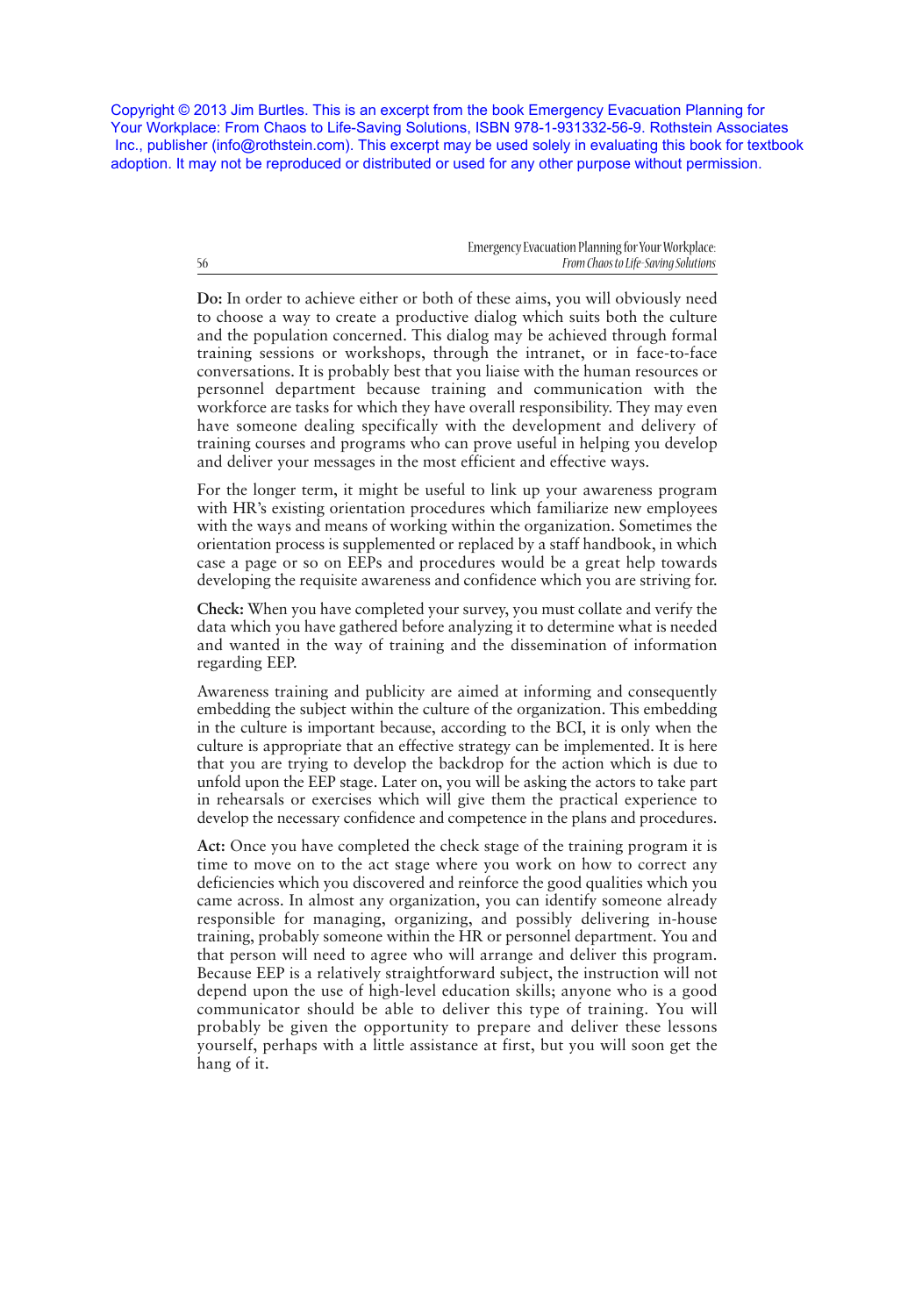Copyright © 2013 Jim Burtles. This is an excerpt from the book Emergency Evacuation Planning for Your Workplace: From Chaos to Life-Saving Solutions, ISBN 978-1-931332-56-9. Rothstein Associates Inc., publisher (info@rothstein.com). This excerpt may be used solely in evaluating this book for textbook adoption. It may not be reproduced or distributed or used for any other purpose without permission.

**Do:** In order to achieve either or both of these aims, you will obviously need to choose a way to create a productive dialog which suits both the culture and the population concerned. This dialog may be achieved through formal training sessions or workshops, through the intranet, or in face-to-face conversations. It is probably best that you liaise with the human resources or personnel department because training and communication with the workforce are tasks for which they have overall responsibility. They may even have someone dealing specifically with the development and delivery of training courses and programs who can prove useful in helping you develop and deliver your messages in the most efficient and effective ways.

For the longer term, it might be useful to link up your awareness program with HR's existing orientation procedures which familiarize new employees with the ways and means of working within the organization. Sometimes the orientation process is supplemented or replaced by a staff handbook, in which case a page or so on EEPs and procedures would be a great help towards developing the requisite awareness and confidence which you are striving for.

**Check:** When you have completed your survey, you must collate and verify the data which you have gathered before analyzing it to determine what is needed and wanted in the way of training and the dissemination of information regarding EEP.

Awareness training and publicity are aimed at informing and consequently embedding the subject within the culture of the organization. This embedding in the culture is important because, according to the BCI, it is only when the culture is appropriate that an effective strategy can be implemented. It is here that you are trying to develop the backdrop for the action which is due to unfold upon the EEP stage. Later on, you will be asking the actors to take part in rehearsals or exercises which will give them the practical experience to develop the necessary confidence and competence in the plans and procedures.

**Act:** Once you have completed the check stage of the training program it is time to move on to the act stage where you work on how to correct any deficiencies which you discovered and reinforce the good qualities which you came across. In almost any organization, you can identify someone already responsible for managing, organizing, and possibly delivering in-house training, probably someone within the HR or personnel department. You and that person will need to agree who will arrange and deliver this program. Because EEP is a relatively straightforward subject, the instruction will not depend upon the use of high-level education skills; anyone who is a good communicator should be able to deliver this type of training. You will probably be given the opportunity to prepare and deliver these lessons yourself, perhaps with a little assistance at first, but you will soon get the hang of it.